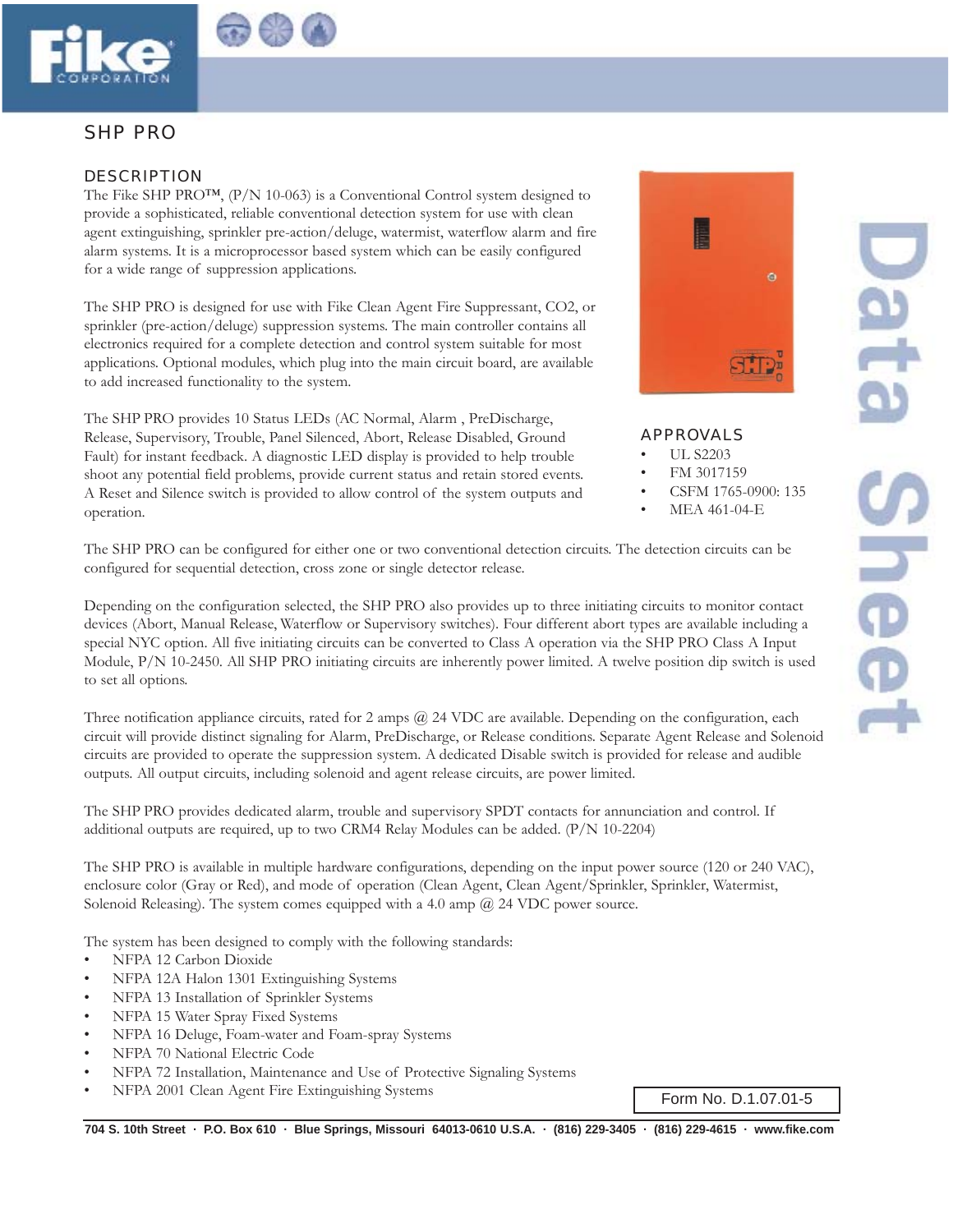# SHP PRO

## DESCRIPTION

The Fike SHP PRO™, (P/N 10-063) is a Conventional Control system designed to provide a sophisticated, reliable conventional detection system for use with clean agent extinguishing, sprinkler pre-action/deluge, watermist, waterflow alarm and fire alarm systems. It is a microprocessor based system which can be easily configured for a wide range of suppression applications.

The SHP PRO is designed for use with Fike Clean Agent Fire Suppressant, CO2, or sprinkler (pre-action/deluge) suppression systems. The main controller contains all electronics required for a complete detection and control system suitable for most applications. Optional modules, which plug into the main circuit board, are available to add increased functionality to the system.

The SHP PRO provides 10 Status LEDs (AC Normal, Alarm , PreDischarge, Release, Supervisory, Trouble, Panel Silenced, Abort, Release Disabled, Ground Fault) for instant feedback. A diagnostic LED display is provided to help trouble shoot any potential field problems, provide current status and retain stored events. A Reset and Silence switch is provided to allow control of the system outputs and operation.

## APPROVALS

- UL S2203
- FM 3017159
- CSFM 1765-0900: 135
- MEA 461-04-E

The SHP PRO can be configured for either one or two conventional detection circuits. The detection circuits can be configured for sequential detection, cross zone or single detector release.

Depending on the configuration selected, the SHP PRO also provides up to three initiating circuits to monitor contact devices (Abort, Manual Release, Waterflow or Supervisory switches). Four different abort types are available including a special NYC option. All five initiating circuits can be converted to Class A operation via the SHP PRO Class A Input Module, P/N 10-2450. All SHP PRO initiating circuits are inherently power limited. A twelve position dip switch is used to set all options.

Three notification appliance circuits, rated for 2 amps @ 24 VDC are available. Depending on the configuration, each circuit will provide distinct signaling for Alarm, PreDischarge, or Release conditions. Separate Agent Release and Solenoid circuits are provided to operate the suppression system. A dedicated Disable switch is provided for release and audible outputs. All output circuits, including solenoid and agent release circuits, are power limited.

The SHP PRO provides dedicated alarm, trouble and supervisory SPDT contacts for annunciation and control. If additional outputs are required, up to two CRM4 Relay Modules can be added. (P/N 10-2204)

The SHP PRO is available in multiple hardware configurations, depending on the input power source (120 or 240 VAC), enclosure color (Gray or Red), and mode of operation (Clean Agent, Clean Agent/Sprinkler, Sprinkler, Watermist, Solenoid Releasing). The system comes equipped with a 4.0 amp @ 24 VDC power source.

The system has been designed to comply with the following standards:

- NFPA 12 Carbon Dioxide
- NFPA 12A Halon 1301 Extinguishing Systems
- NFPA 13 Installation of Sprinkler Systems
- NFPA 15 Water Spray Fixed Systems
- NFPA 16 Deluge, Foam-water and Foam-spray Systems
- NFPA 70 National Electric Code
- NFPA 72 Installation, Maintenance and Use of Protective Signaling Systems
- NFPA 2001 Clean Agent Fire Extinguishing Systems

Form No. D.1.07.01-5

704 S. 10th Street · P.O. Box 610 · Blue Springs, Missouri 64013-0610 U.S.A. · (816) 229-3405 · (816) 229-4615 · www.fike.com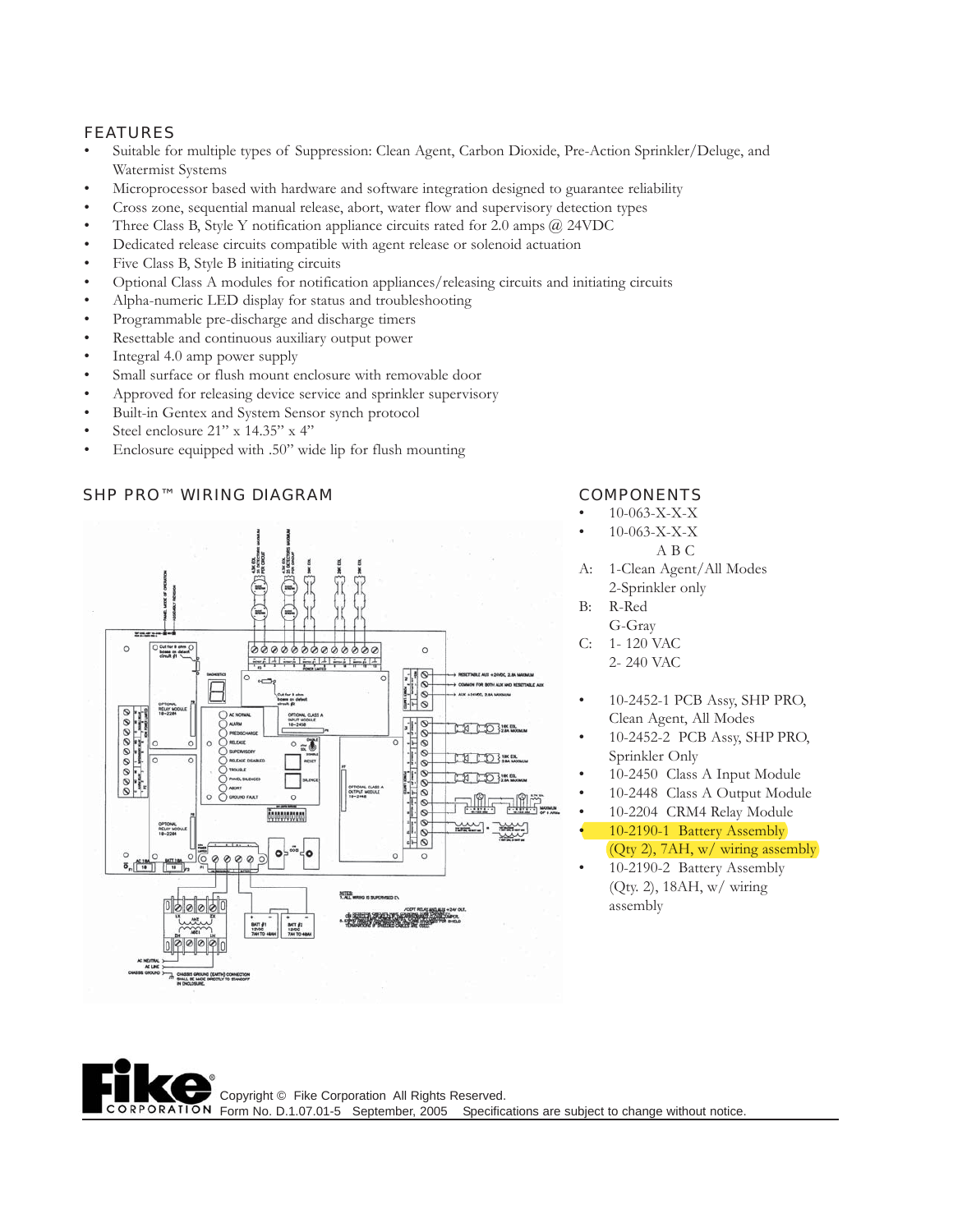## FEATURES

- Suitable for multiple types of Suppression: Clean Agent, Carbon Dioxide, Pre-Action Sprinkler/Deluge, and Watermist Systems
- Microprocessor based with hardware and software integration designed to guarantee reliability
- Cross zone, sequential manual release, abort, water flow and supervisory detection types
- Three Class B, Style Y notification appliance circuits rated for 2.0 amps @ 24VDC
- Dedicated release circuits compatible with agent release or solenoid actuation
- Five Class B, Style B initiating circuits
- Optional Class A modules for notification appliances/releasing circuits and initiating circuits
- Alpha-numeric LED display for status and troubleshooting
- Programmable pre-discharge and discharge timers
- Resettable and continuous auxiliary output power
- Integral 4.0 amp power supply
- Small surface or flush mount enclosure with removable door
- Approved for releasing device service and sprinkler supervisory
- Built-in Gentex and System Sensor synch protocol
- Steel enclosure 21" x 14.35" x 4"
- Enclosure equipped with .50" wide lip for flush mounting

## SHP PRO™ WIRING DIAGRAM

## COMPONENTS

- 10-063-X-X-X
- 10-063-X-X-X
  A B C

A: 1-Clean Agent/All Modes
2-Sprinkler only

B: R-Red
G-Gray

C: 1- 120 VAC
2- 240 VAC

- 10-2452-1 PCB Assy, SHP PRO, Clean Agent, All Modes
- 10-2452-2 PCB Assy, SHP PRO, Sprinkler Only
- 10-2450 Class A Input Module
- 10-2448 Class A Output Module
- 10-2204 CRM4 Relay Module
- 10-2190-1 Battery Assembly (Qty 2), 7AH, w/ wiring assembly
- 10-2190-2 Battery Assembly (Qty. 2), 18AH, w/ wiring assembly

Copyright © Fike Corporation All Rights Reserved.
Form No. D.1.07.01-5 September, 2005 Specifications are subject to change without notice.